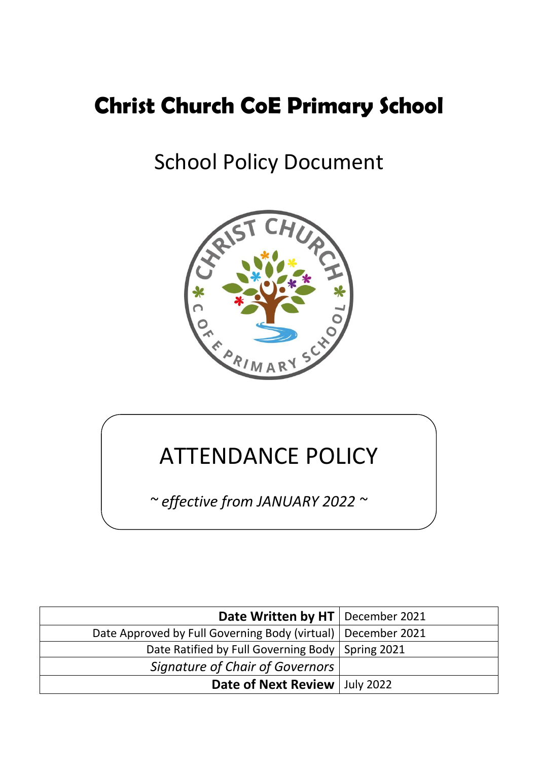# Christ Church CoE Primary School

## School Policy Document

# ATTENDANCE POLICY

*~ effective from JANUARY 2022 ~*

| | |
|---:|---|
| **Date Written by HT** | December 2021 |
| Date Approved by Full Governing Body (virtual) | December 2021 |
| Date Ratified by Full Governing Body | Spring 2021 |
| *Signature of Chair of Governors* | |
| **Date of Next Review** | July 2022 |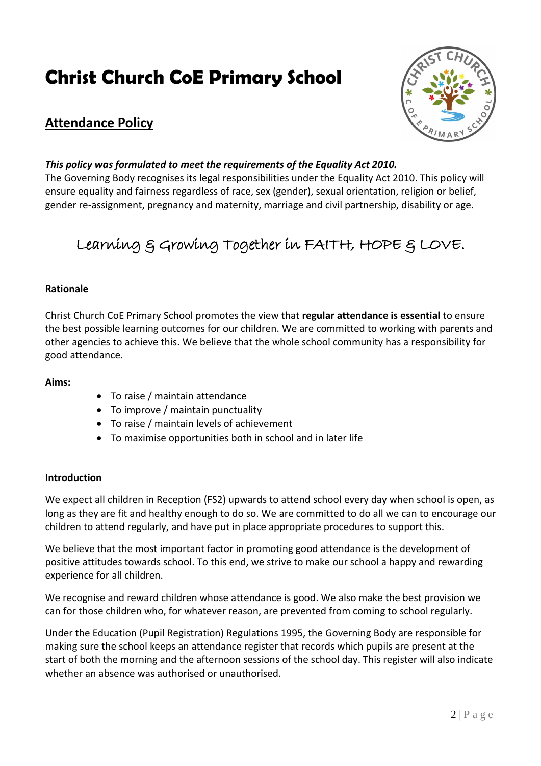# Christ Church CoE Primary School

## Attendance Policy

***This policy was formulated to meet the requirements of the Equality Act 2010.***
The Governing Body recognises its legal responsibilities under the Equality Act 2010. This policy will ensure equality and fairness regardless of race, sex (gender), sexual orientation, religion or belief, gender re-assignment, pregnancy and maternity, marriage and civil partnership, disability or age.

Learning & Growing Together in FAITH, HOPE & LOVE.

### Rationale

Christ Church CoE Primary School promotes the view that **regular attendance is essential** to ensure the best possible learning outcomes for our children. We are committed to working with parents and other agencies to achieve this. We believe that the whole school community has a responsibility for good attendance.

**Aims:**

- To raise / maintain attendance
- To improve / maintain punctuality
- To raise / maintain levels of achievement
- To maximise opportunities both in school and in later life

### Introduction

We expect all children in Reception (FS2) upwards to attend school every day when school is open, as long as they are fit and healthy enough to do so. We are committed to do all we can to encourage our children to attend regularly, and have put in place appropriate procedures to support this.

We believe that the most important factor in promoting good attendance is the development of positive attitudes towards school. To this end, we strive to make our school a happy and rewarding experience for all children.

We recognise and reward children whose attendance is good. We also make the best provision we can for those children who, for whatever reason, are prevented from coming to school regularly.

Under the Education (Pupil Registration) Regulations 1995, the Governing Body are responsible for making sure the school keeps an attendance register that records which pupils are present at the start of both the morning and the afternoon sessions of the school day. This register will also indicate whether an absence was authorised or unauthorised.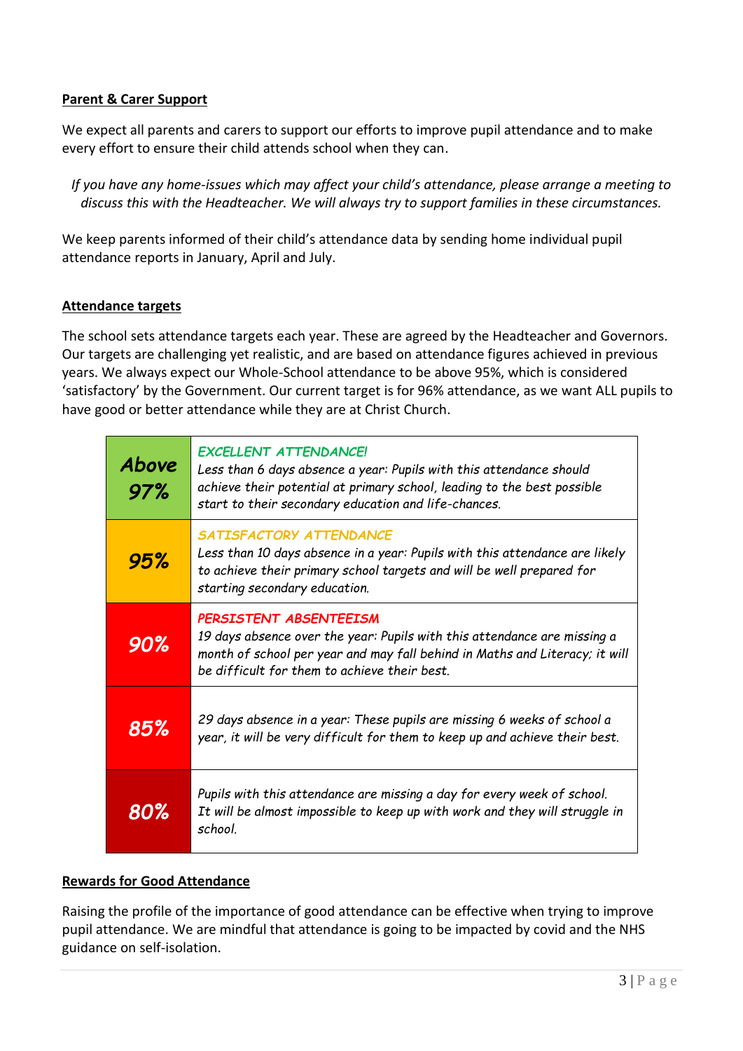**Parent & Carer Support**

We expect all parents and carers to support our efforts to improve pupil attendance and to make every effort to ensure their child attends school when they can.

*If you have any home-issues which may affect your child's attendance, please arrange a meeting to discuss this with the Headteacher. We will always try to support families in these circumstances.*

We keep parents informed of their child's attendance data by sending home individual pupil attendance reports in January, April and July.

**Attendance targets**

The school sets attendance targets each year. These are agreed by the Headteacher and Governors. Our targets are challenging yet realistic, and are based on attendance figures achieved in previous years. We always expect our Whole-School attendance to be above 95%, which is considered 'satisfactory' by the Government. Our current target is for 96% attendance, as we want ALL pupils to have good or better attendance while they are at Christ Church.

| | |
|---|---|
| ***Above 97%*** | *EXCELLENT ATTENDANCE!* *Less than 6 days absence a year: Pupils with this attendance should achieve their potential at primary school, leading to the best possible start to their secondary education and life-chances.* |
| ***95%*** | *SATISFACTORY ATTENDANCE* *Less than 10 days absence in a year: Pupils with this attendance are likely to achieve their primary school targets and will be well prepared for starting secondary education.* |
| ***90%*** | *PERSISTENT ABSENTEEISM* *19 days absence over the year: Pupils with this attendance are missing a month of school per year and may fall behind in Maths and Literacy; it will be difficult for them to achieve their best.* |
| ***85%*** | *29 days absence in a year: These pupils are missing 6 weeks of school a year, it will be very difficult for them to keep up and achieve their best.* |
| ***80%*** | *Pupils with this attendance are missing a day for every week of school. It will be almost impossible to keep up with work and they will struggle in school.* |

**Rewards for Good Attendance**

Raising the profile of the importance of good attendance can be effective when trying to improve pupil attendance. We are mindful that attendance is going to be impacted by covid and the NHS guidance on self-isolation.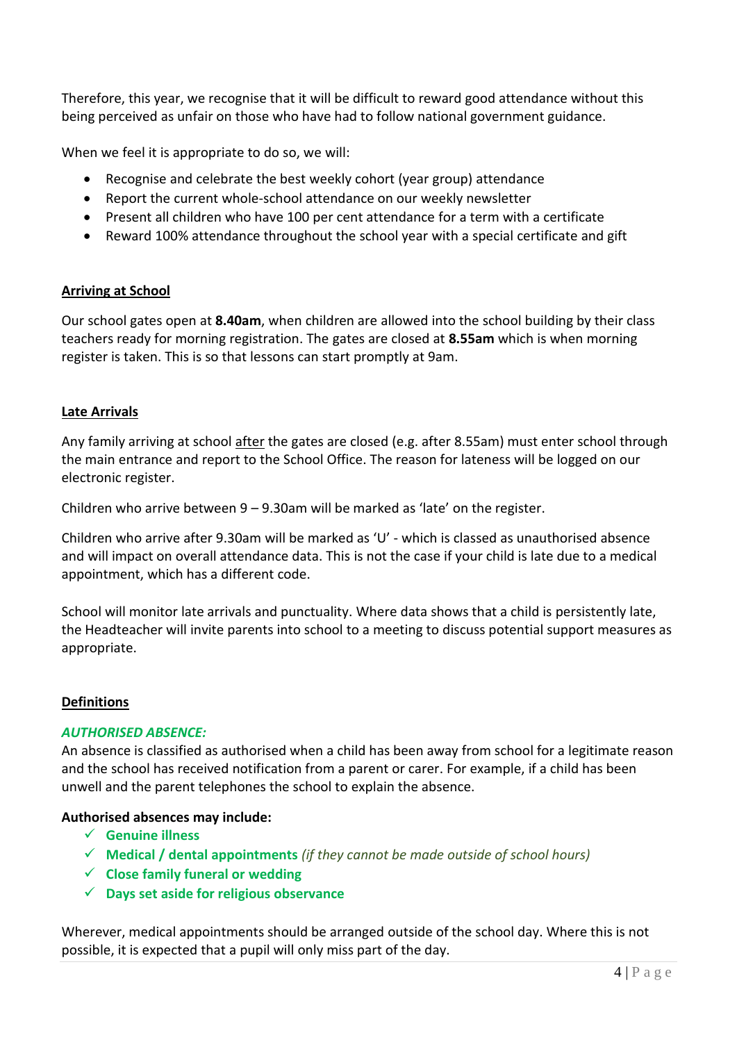Therefore, this year, we recognise that it will be difficult to reward good attendance without this being perceived as unfair on those who have had to follow national government guidance.

When we feel it is appropriate to do so, we will:

- Recognise and celebrate the best weekly cohort (year group) attendance
- Report the current whole-school attendance on our weekly newsletter
- Present all children who have 100 per cent attendance for a term with a certificate
- Reward 100% attendance throughout the school year with a special certificate and gift

## Arriving at School

Our school gates open at **8.40am**, when children are allowed into the school building by their class teachers ready for morning registration. The gates are closed at **8.55am** which is when morning register is taken. This is so that lessons can start promptly at 9am.

## Late Arrivals

Any family arriving at school after the gates are closed (e.g. after 8.55am) must enter school through the main entrance and report to the School Office. The reason for lateness will be logged on our electronic register.

Children who arrive between 9 – 9.30am will be marked as 'late' on the register.

Children who arrive after 9.30am will be marked as 'U' - which is classed as unauthorised absence and will impact on overall attendance data. This is not the case if your child is late due to a medical appointment, which has a different code.

School will monitor late arrivals and punctuality. Where data shows that a child is persistently late, the Headteacher will invite parents into school to a meeting to discuss potential support measures as appropriate.

## Definitions

***AUTHORISED ABSENCE:***

An absence is classified as authorised when a child has been away from school for a legitimate reason and the school has received notification from a parent or carer. For example, if a child has been unwell and the parent telephones the school to explain the absence.

**Authorised absences may include:**

- ✓ **Genuine illness**
- ✓ **Medical / dental appointments** *(if they cannot be made outside of school hours)*
- ✓ **Close family funeral or wedding**
- ✓ **Days set aside for religious observance**

Wherever, medical appointments should be arranged outside of the school day. Where this is not possible, it is expected that a pupil will only miss part of the day.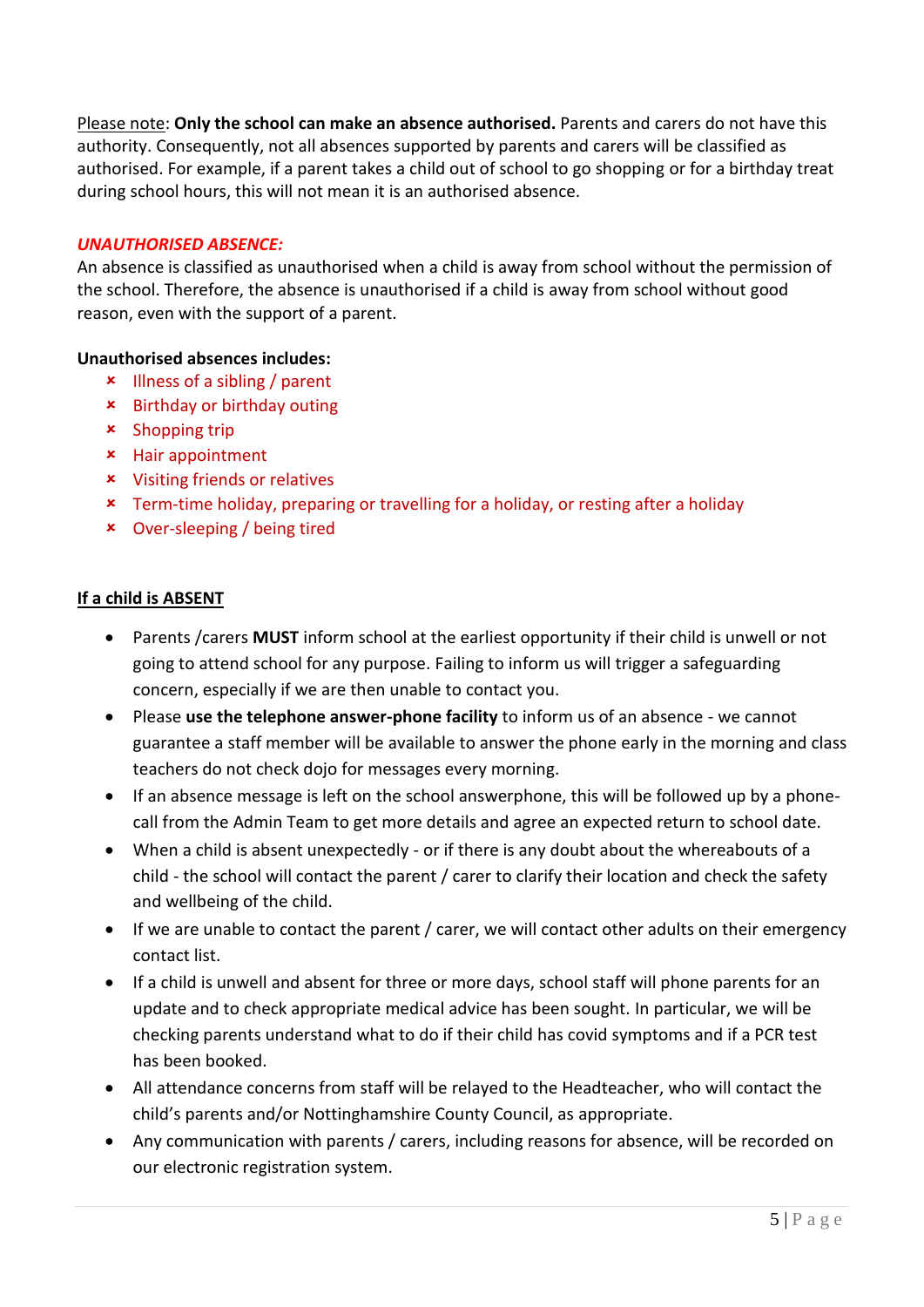Please note: **Only the school can make an absence authorised.** Parents and carers do not have this authority. Consequently, not all absences supported by parents and carers will be classified as authorised. For example, if a parent takes a child out of school to go shopping or for a birthday treat during school hours, this will not mean it is an authorised absence.

***UNAUTHORISED ABSENCE:***

An absence is classified as unauthorised when a child is away from school without the permission of the school. Therefore, the absence is unauthorised if a child is away from school without good reason, even with the support of a parent.

**Unauthorised absences includes:**

- Illness of a sibling / parent
- Birthday or birthday outing
- Shopping trip
- Hair appointment
- Visiting friends or relatives
- Term-time holiday, preparing or travelling for a holiday, or resting after a holiday
- Over-sleeping / being tired

**If a child is ABSENT**

- Parents /carers **MUST** inform school at the earliest opportunity if their child is unwell or not going to attend school for any purpose. Failing to inform us will trigger a safeguarding concern, especially if we are then unable to contact you.
- Please **use the telephone answer-phone facility** to inform us of an absence - we cannot guarantee a staff member will be available to answer the phone early in the morning and class teachers do not check dojo for messages every morning.
- If an absence message is left on the school answerphone, this will be followed up by a phone-call from the Admin Team to get more details and agree an expected return to school date.
- When a child is absent unexpectedly - or if there is any doubt about the whereabouts of a child - the school will contact the parent / carer to clarify their location and check the safety and wellbeing of the child.
- If we are unable to contact the parent / carer, we will contact other adults on their emergency contact list.
- If a child is unwell and absent for three or more days, school staff will phone parents for an update and to check appropriate medical advice has been sought. In particular, we will be checking parents understand what to do if their child has covid symptoms and if a PCR test has been booked.
- All attendance concerns from staff will be relayed to the Headteacher, who will contact the child's parents and/or Nottinghamshire County Council, as appropriate.
- Any communication with parents / carers, including reasons for absence, will be recorded on our electronic registration system.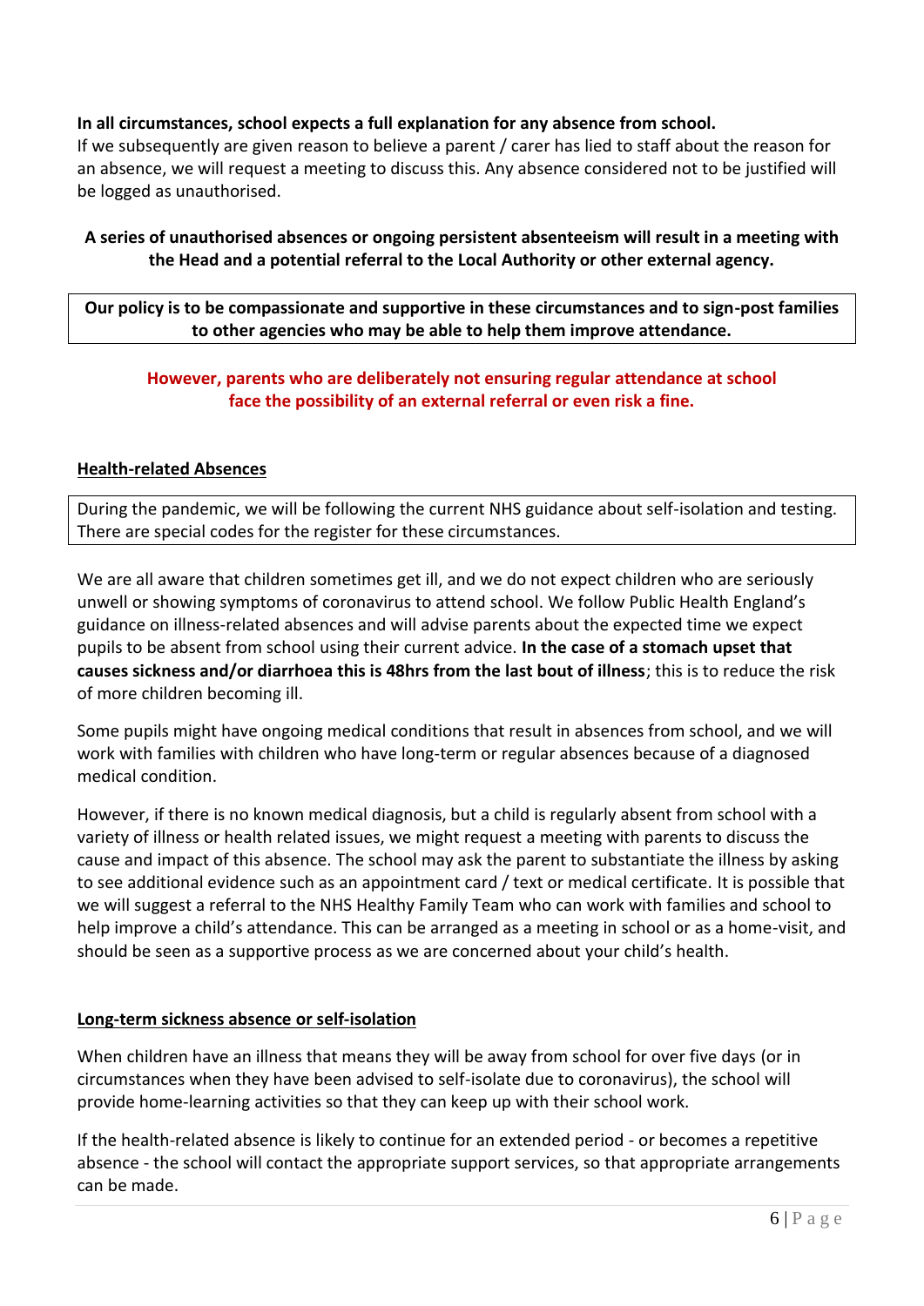**In all circumstances, school expects a full explanation for any absence from school.**
If we subsequently are given reason to believe a parent / carer has lied to staff about the reason for an absence, we will request a meeting to discuss this. Any absence considered not to be justified will be logged as unauthorised.

**A series of unauthorised absences or ongoing persistent absenteeism will result in a meeting with the Head and a potential referral to the Local Authority or other external agency.**

**Our policy is to be compassionate and supportive in these circumstances and to sign-post families to other agencies who may be able to help them improve attendance.**

**However, parents who are deliberately not ensuring regular attendance at school face the possibility of an external referral or even risk a fine.**

## Health-related Absences

During the pandemic, we will be following the current NHS guidance about self-isolation and testing. There are special codes for the register for these circumstances.

We are all aware that children sometimes get ill, and we do not expect children who are seriously unwell or showing symptoms of coronavirus to attend school. We follow Public Health England's guidance on illness-related absences and will advise parents about the expected time we expect pupils to be absent from school using their current advice. **In the case of a stomach upset that causes sickness and/or diarrhoea this is 48hrs from the last bout of illness**; this is to reduce the risk of more children becoming ill.

Some pupils might have ongoing medical conditions that result in absences from school, and we will work with families with children who have long-term or regular absences because of a diagnosed medical condition.

However, if there is no known medical diagnosis, but a child is regularly absent from school with a variety of illness or health related issues, we might request a meeting with parents to discuss the cause and impact of this absence. The school may ask the parent to substantiate the illness by asking to see additional evidence such as an appointment card / text or medical certificate. It is possible that we will suggest a referral to the NHS Healthy Family Team who can work with families and school to help improve a child's attendance. This can be arranged as a meeting in school or as a home-visit, and should be seen as a supportive process as we are concerned about your child's health.

## Long-term sickness absence or self-isolation

When children have an illness that means they will be away from school for over five days (or in circumstances when they have been advised to self-isolate due to coronavirus), the school will provide home-learning activities so that they can keep up with their school work.

If the health-related absence is likely to continue for an extended period - or becomes a repetitive absence - the school will contact the appropriate support services, so that appropriate arrangements can be made.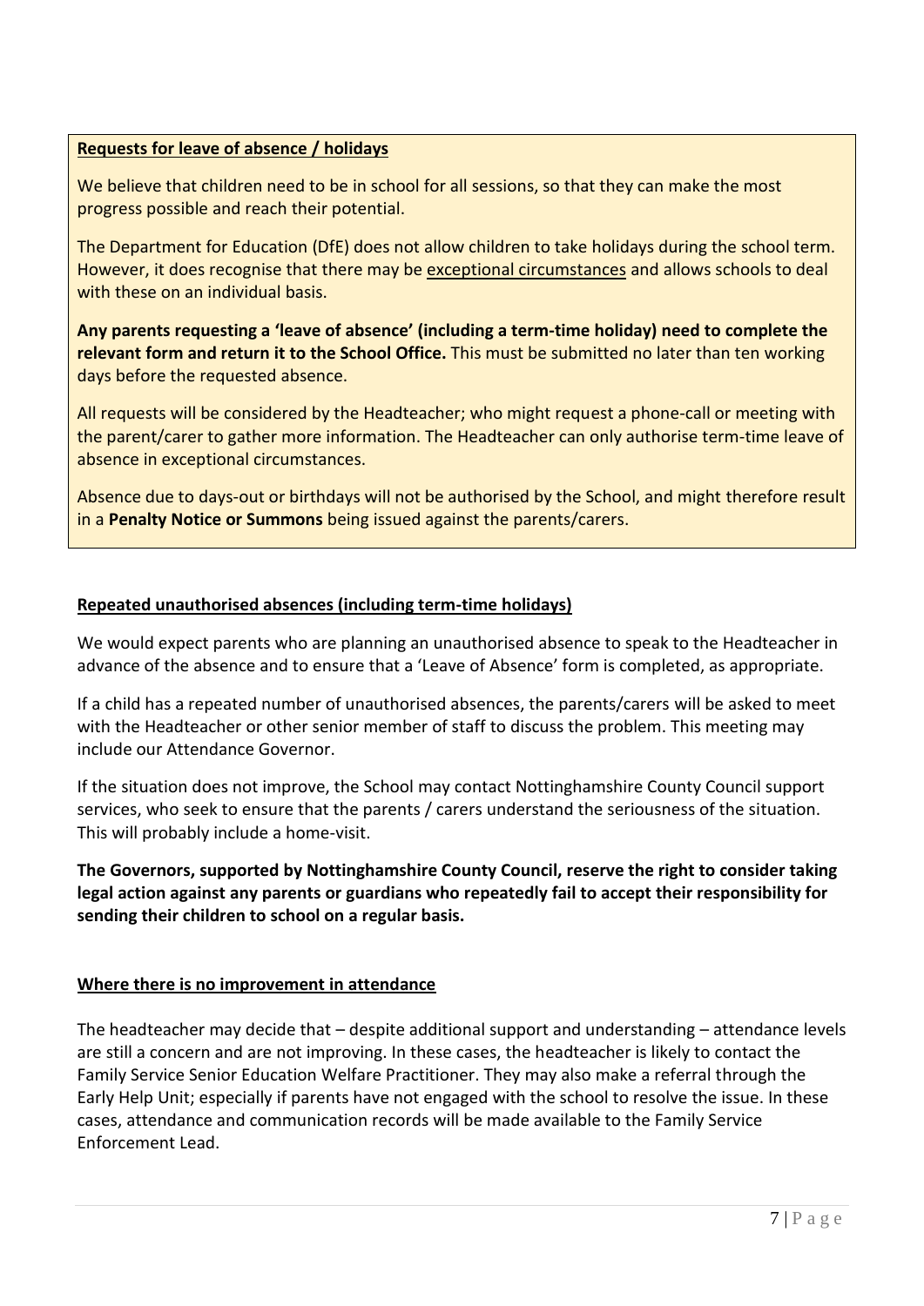**Requests for leave of absence / holidays**

We believe that children need to be in school for all sessions, so that they can make the most progress possible and reach their potential.

The Department for Education (DfE) does not allow children to take holidays during the school term. However, it does recognise that there may be exceptional circumstances and allows schools to deal with these on an individual basis.

**Any parents requesting a 'leave of absence' (including a term-time holiday) need to complete the relevant form and return it to the School Office.** This must be submitted no later than ten working days before the requested absence.

All requests will be considered by the Headteacher; who might request a phone-call or meeting with the parent/carer to gather more information. The Headteacher can only authorise term-time leave of absence in exceptional circumstances.

Absence due to days-out or birthdays will not be authorised by the School, and might therefore result in a **Penalty Notice or Summons** being issued against the parents/carers.

**Repeated unauthorised absences (including term-time holidays)**

We would expect parents who are planning an unauthorised absence to speak to the Headteacher in advance of the absence and to ensure that a 'Leave of Absence' form is completed, as appropriate.

If a child has a repeated number of unauthorised absences, the parents/carers will be asked to meet with the Headteacher or other senior member of staff to discuss the problem. This meeting may include our Attendance Governor.

If the situation does not improve, the School may contact Nottinghamshire County Council support services, who seek to ensure that the parents / carers understand the seriousness of the situation. This will probably include a home-visit.

**The Governors, supported by Nottinghamshire County Council, reserve the right to consider taking legal action against any parents or guardians who repeatedly fail to accept their responsibility for sending their children to school on a regular basis.**

**Where there is no improvement in attendance**

The headteacher may decide that – despite additional support and understanding – attendance levels are still a concern and are not improving. In these cases, the headteacher is likely to contact the Family Service Senior Education Welfare Practitioner. They may also make a referral through the Early Help Unit; especially if parents have not engaged with the school to resolve the issue. In these cases, attendance and communication records will be made available to the Family Service Enforcement Lead.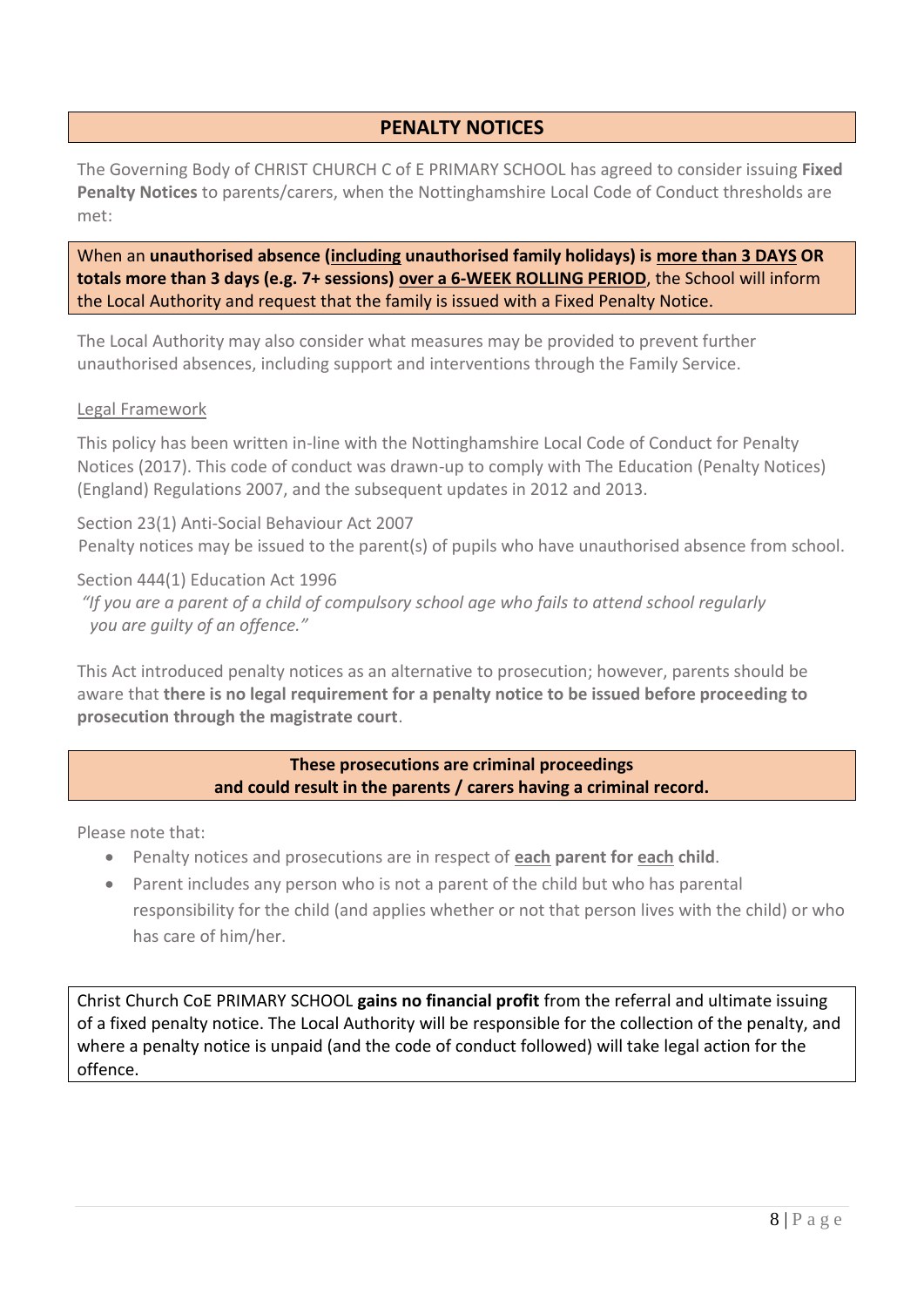## PENALTY NOTICES

The Governing Body of CHRIST CHURCH C of E PRIMARY SCHOOL has agreed to consider issuing **Fixed Penalty Notices** to parents/carers, when the Nottinghamshire Local Code of Conduct thresholds are met:

When an **unauthorised absence (<u>including</u> unauthorised family holidays) is <u>more than 3 DAYS</u> OR totals more than 3 days (e.g. 7+ sessions) <u>over a 6-WEEK ROLLING PERIOD</u>**, the School will inform the Local Authority and request that the family is issued with a Fixed Penalty Notice.

The Local Authority may also consider what measures may be provided to prevent further unauthorised absences, including support and interventions through the Family Service.

<u>Legal Framework</u>

This policy has been written in-line with the Nottinghamshire Local Code of Conduct for Penalty Notices (2017). This code of conduct was drawn-up to comply with The Education (Penalty Notices) (England) Regulations 2007, and the subsequent updates in 2012 and 2013.

Section 23(1) Anti-Social Behaviour Act 2007
Penalty notices may be issued to the parent(s) of pupils who have unauthorised absence from school.

Section 444(1) Education Act 1996
*"If you are a parent of a child of compulsory school age who fails to attend school regularly you are guilty of an offence."*

This Act introduced penalty notices as an alternative to prosecution; however, parents should be aware that **there is no legal requirement for a penalty notice to be issued before proceeding to prosecution through the magistrate court**.

**These prosecutions are criminal proceedings and could result in the parents / carers having a criminal record.**

Please note that:

- Penalty notices and prosecutions are in respect of **<u>each</u> parent for <u>each</u> child**.
- Parent includes any person who is not a parent of the child but who has parental responsibility for the child (and applies whether or not that person lives with the child) or who has care of him/her.

Christ Church CoE PRIMARY SCHOOL **gains no financial profit** from the referral and ultimate issuing of a fixed penalty notice. The Local Authority will be responsible for the collection of the penalty, and where a penalty notice is unpaid (and the code of conduct followed) will take legal action for the offence.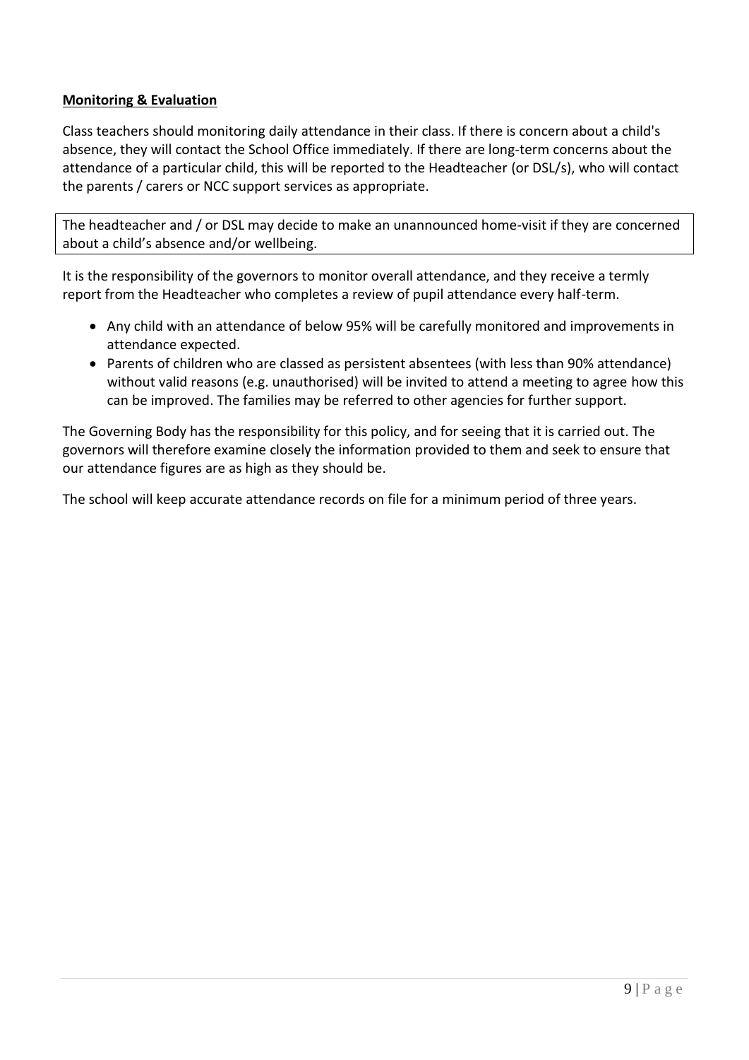**Monitoring & Evaluation**

Class teachers should monitoring daily attendance in their class. If there is concern about a child's absence, they will contact the School Office immediately. If there are long-term concerns about the attendance of a particular child, this will be reported to the Headteacher (or DSL/s), who will contact the parents / carers or NCC support services as appropriate.

The headteacher and / or DSL may decide to make an unannounced home-visit if they are concerned about a child's absence and/or wellbeing.

It is the responsibility of the governors to monitor overall attendance, and they receive a termly report from the Headteacher who completes a review of pupil attendance every half-term.

- Any child with an attendance of below 95% will be carefully monitored and improvements in attendance expected.
- Parents of children who are classed as persistent absentees (with less than 90% attendance) without valid reasons (e.g. unauthorised) will be invited to attend a meeting to agree how this can be improved. The families may be referred to other agencies for further support.

The Governing Body has the responsibility for this policy, and for seeing that it is carried out. The governors will therefore examine closely the information provided to them and seek to ensure that our attendance figures are as high as they should be.

The school will keep accurate attendance records on file for a minimum period of three years.